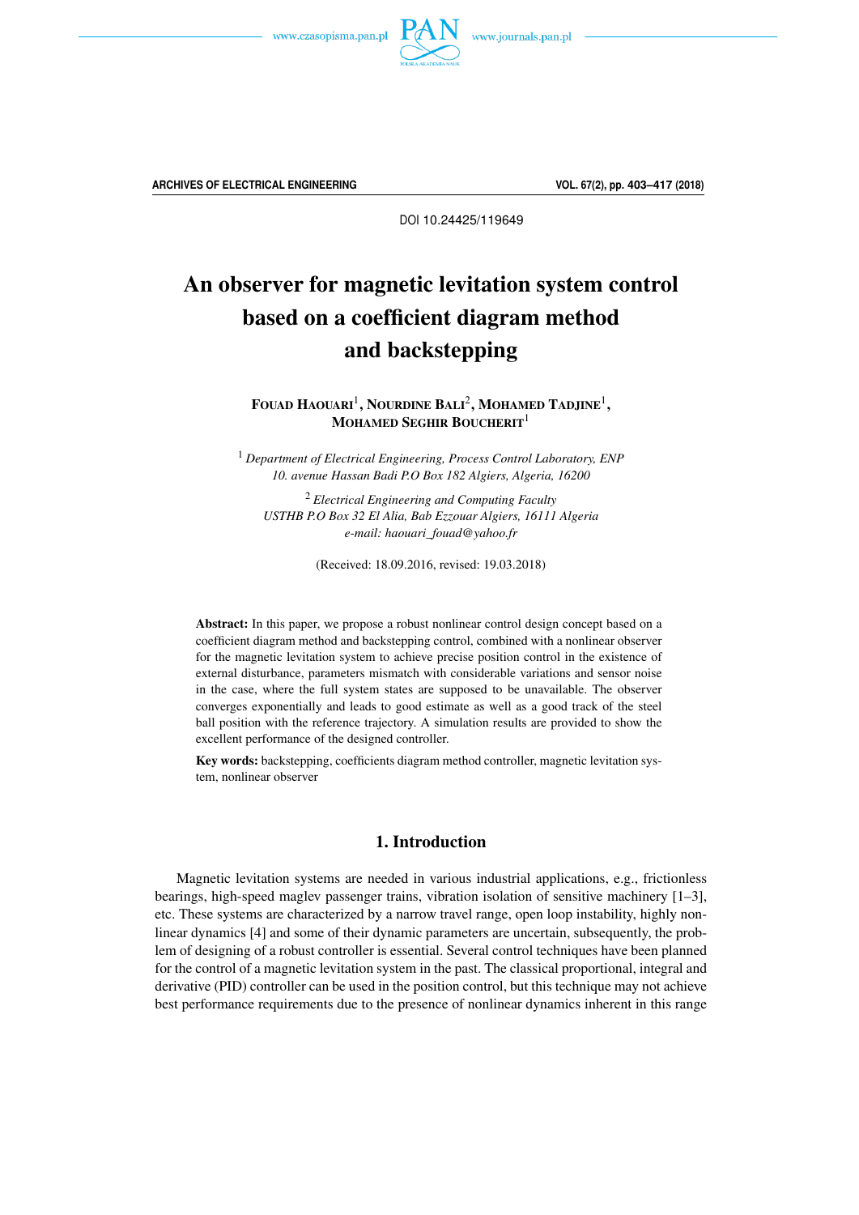DOI 10.24425/119649

# An observer for magnetic levitation system control based on a coefficient diagram method and backstepping

**Fouad Haouari**[1], **Nourdine Bali**[2], **Mohamed Tadjine**[1], **Mohamed Seghir Boucherit**[1]

[1] *Department of Electrical Engineering, Process Control Laboratory, ENP 10. avenue Hassan Badi P.O Box 182 Algiers, Algeria, 16200*

[2] *Electrical Engineering and Computing Faculty USTHB P.O Box 32 El Alia, Bab Ezzouar Algiers, 16111 Algeria e-mail: haouari_fouad@yahoo.fr*

(Received: 18.09.2016, revised: 19.03.2018)

**Abstract:** In this paper, we propose a robust nonlinear control design concept based on a coefficient diagram method and backstepping control, combined with a nonlinear observer for the magnetic levitation system to achieve precise position control in the existence of external disturbance, parameters mismatch with considerable variations and sensor noise in the case, where the full system states are supposed to be unavailable. The observer converges exponentially and leads to good estimate as well as a good track of the steel ball position with the reference trajectory. A simulation results are provided to show the excellent performance of the designed controller.

**Key words:** backstepping, coefficients diagram method controller, magnetic levitation system, nonlinear observer

## 1. Introduction

Magnetic levitation systems are needed in various industrial applications, e.g., frictionless bearings, high-speed maglev passenger trains, vibration isolation of sensitive machinery [1–3], etc. These systems are characterized by a narrow travel range, open loop instability, highly nonlinear dynamics [4] and some of their dynamic parameters are uncertain, subsequently, the problem of designing of a robust controller is essential. Several control techniques have been planned for the control of a magnetic levitation system in the past. The classical proportional, integral and derivative (PID) controller can be used in the position control, but this technique may not achieve best performance requirements due to the presence of nonlinear dynamics inherent in this range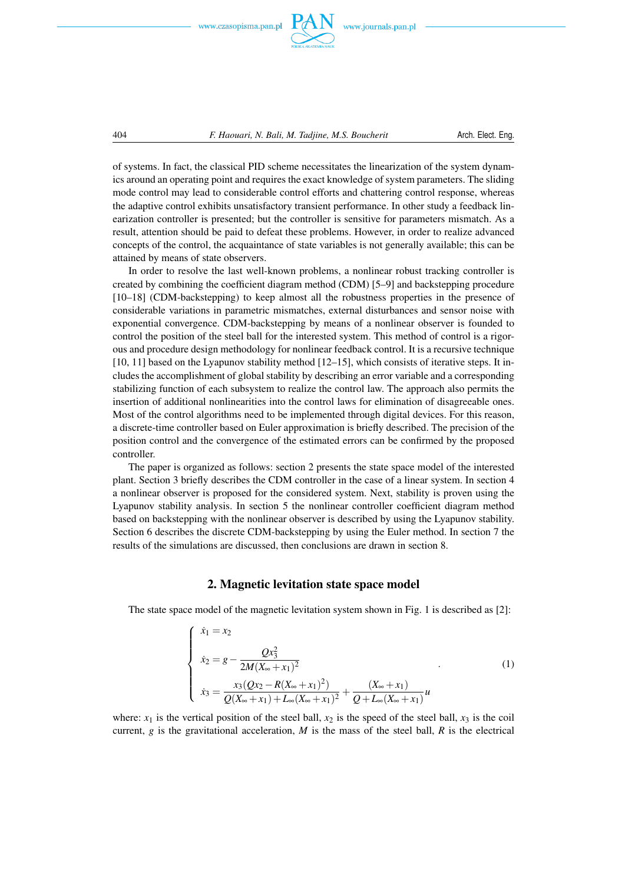of systems. In fact, the classical PID scheme necessitates the linearization of the system dynamics around an operating point and requires the exact knowledge of system parameters. The sliding mode control may lead to considerable control efforts and chattering control response, whereas the adaptive control exhibits unsatisfactory transient performance. In other study a feedback linearization controller is presented; but the controller is sensitive for parameters mismatch. As a result, attention should be paid to defeat these problems. However, in order to realize advanced concepts of the control, the acquaintance of state variables is not generally available; this can be attained by means of state observers.

In order to resolve the last well-known problems, a nonlinear robust tracking controller is created by combining the coefficient diagram method (CDM) [5–9] and backstepping procedure [10–18] (CDM-backstepping) to keep almost all the robustness properties in the presence of considerable variations in parametric mismatches, external disturbances and sensor noise with exponential convergence. CDM-backstepping by means of a nonlinear observer is founded to control the position of the steel ball for the interested system. This method of control is a rigorous and procedure design methodology for nonlinear feedback control. It is a recursive technique [10, 11] based on the Lyapunov stability method [12–15], which consists of iterative steps. It includes the accomplishment of global stability by describing an error variable and a corresponding stabilizing function of each subsystem to realize the control law. The approach also permits the insertion of additional nonlinearities into the control laws for elimination of disagreeable ones. Most of the control algorithms need to be implemented through digital devices. For this reason, a discrete-time controller based on Euler approximation is briefly described. The precision of the position control and the convergence of the estimated errors can be confirmed by the proposed controller.

The paper is organized as follows: section 2 presents the state space model of the interested plant. Section 3 briefly describes the CDM controller in the case of a linear system. In section 4 a nonlinear observer is proposed for the considered system. Next, stability is proven using the Lyapunov stability analysis. In section 5 the nonlinear controller coefficient diagram method based on backstepping with the nonlinear observer is described by using the Lyapunov stability. Section 6 describes the discrete CDM-backstepping by using the Euler method. In section 7 the results of the simulations are discussed, then conclusions are drawn in section 8.

## 2. Magnetic levitation state space model

The state space model of the magnetic levitation system shown in Fig. 1 is described as [2]:

$$
\begin{cases}
\dot{x}_1 = x_2 \\
\dot{x}_2 = g - \dfrac{Qx_3^2}{2M(X_\infty + x_1)^2} \\
\dot{x}_3 = \dfrac{x_3\left(Qx_2 - R(X_\infty + x_1)^2\right)}{Q(X_\infty + x_1) + L_\infty(X_\infty + x_1)^2} + \dfrac{(X_\infty + x_1)}{Q + L_\infty(X_\infty + x_1)}u
\end{cases}
. \tag{1}
$$

where: $x_1$ is the vertical position of the steel ball, $x_2$ is the speed of the steel ball, $x_3$ is the coil current, $g$ is the gravitational acceleration, $M$ is the mass of the steel ball, $R$ is the electrical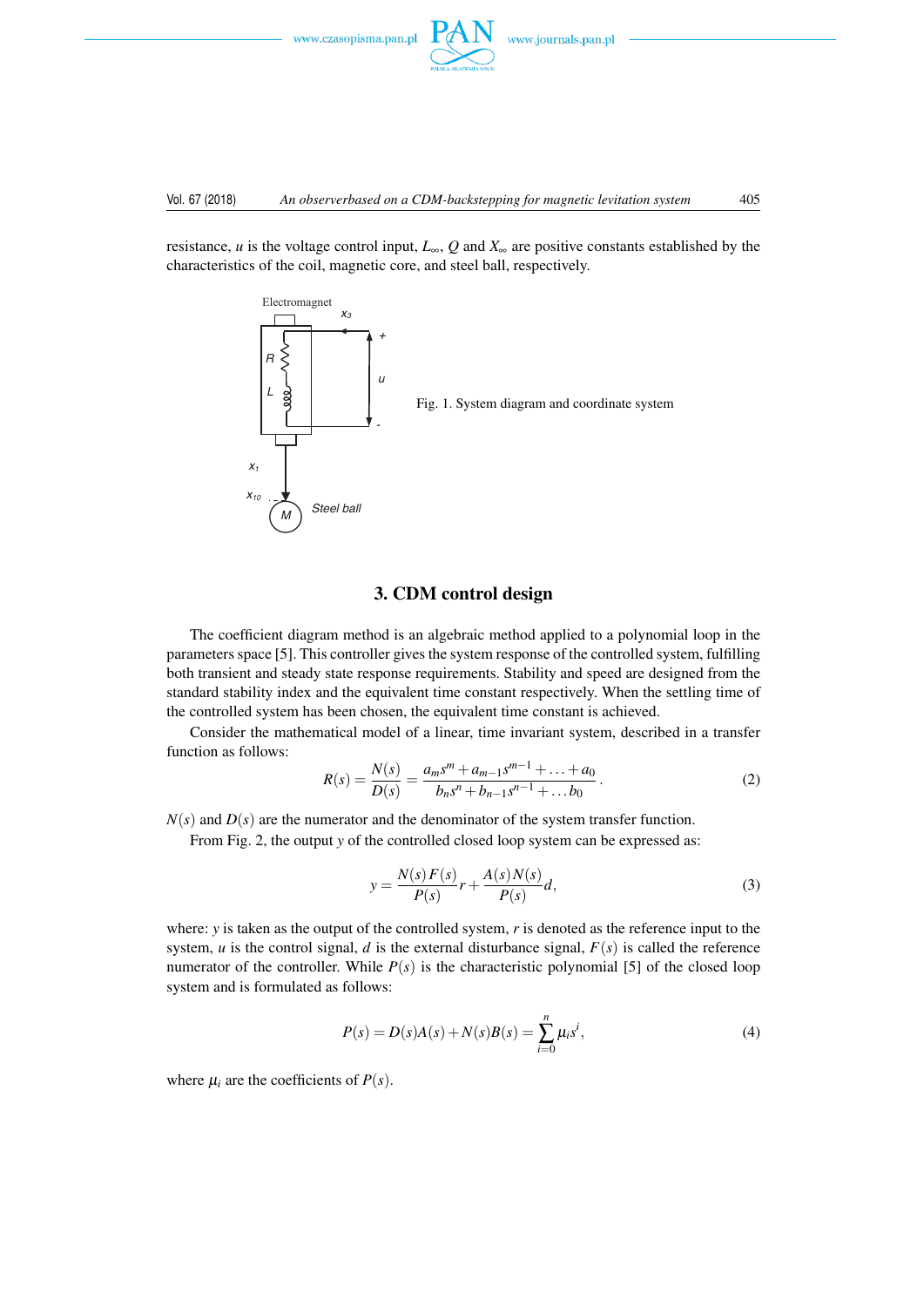resistance, $u$ is the voltage control input, $L_\infty$, $Q$ and $X_\infty$ are positive constants established by the characteristics of the coil, magnetic core, and steel ball, respectively.

Fig. 1. System diagram and coordinate system

## 3. CDM control design

The coefficient diagram method is an algebraic method applied to a polynomial loop in the parameters space [5]. This controller gives the system response of the controlled system, fulfilling both transient and steady state response requirements. Stability and speed are designed from the standard stability index and the equivalent time constant respectively. When the settling time of the controlled system has been chosen, the equivalent time constant is achieved.

Consider the mathematical model of a linear, time invariant system, described in a transfer function as follows:

$$R(s) = \frac{N(s)}{D(s)} = \frac{a_m s^m + a_{m-1}s^{m-1} + \ldots + a_0}{b_n s^n + b_{n-1}s^{n-1} + \ldots b_0}. \tag{2}$$

$N(s)$ and $D(s)$ are the numerator and the denominator of the system transfer function.

From Fig. 2, the output $y$ of the controlled closed loop system can be expressed as:

$$y = \frac{N(s)F(s)}{P(s)}r + \frac{A(s)N(s)}{P(s)}d, \tag{3}$$

where: $y$ is taken as the output of the controlled system, $r$ is denoted as the reference input to the system, $u$ is the control signal, $d$ is the external disturbance signal, $F(s)$ is called the reference numerator of the controller. While $P(s)$ is the characteristic polynomial [5] of the closed loop system and is formulated as follows:

$$P(s) = D(s)A(s) + N(s)B(s) = \sum_{i=0}^{n} \mu_i s^i, \tag{4}$$

where $\mu_i$ are the coefficients of $P(s)$.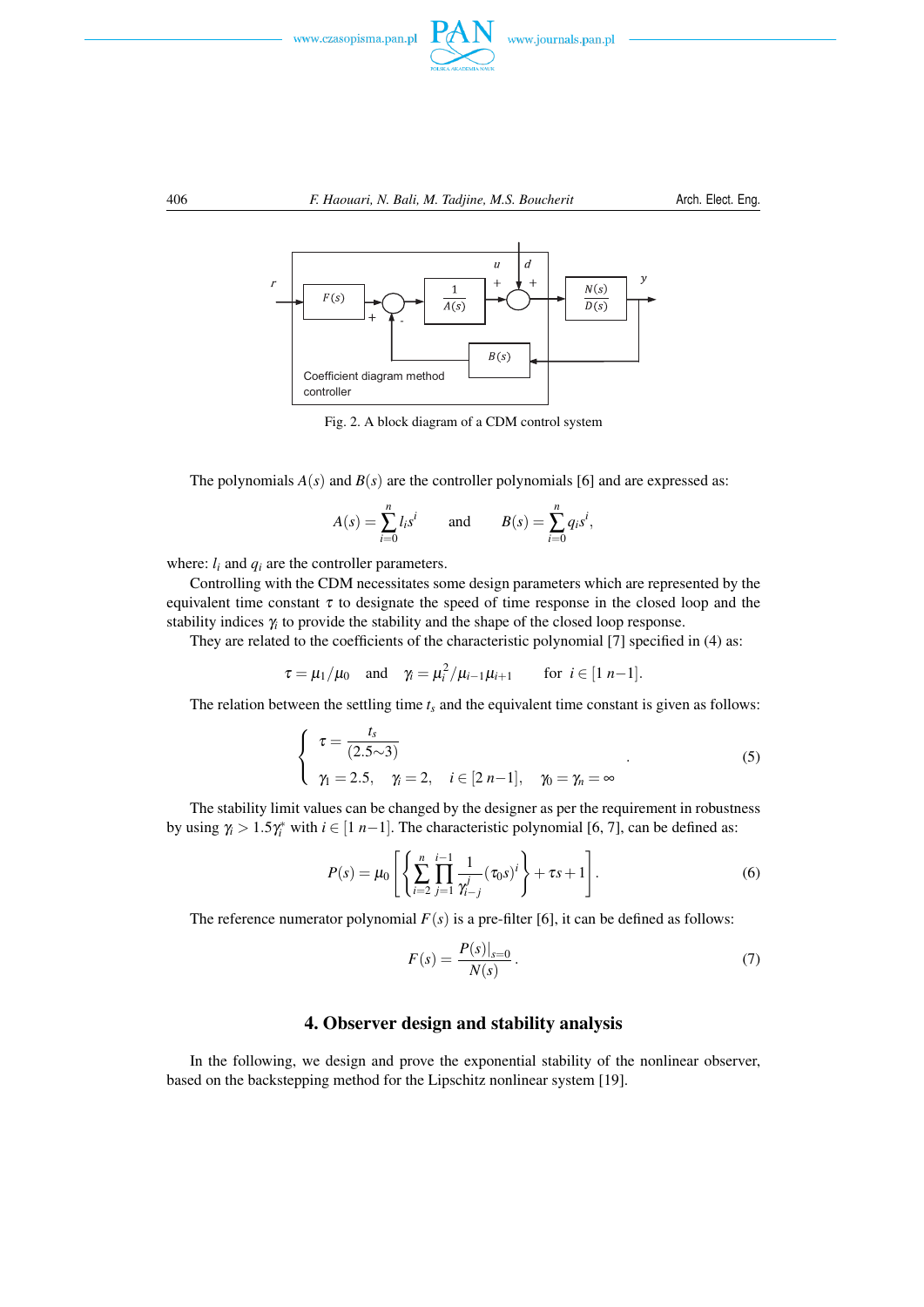Fig. 2. A block diagram of a CDM control system

The polynomials $A(s)$ and $B(s)$ are the controller polynomials [6] and are expressed as:

$$A(s) = \sum_{i=0}^{n} l_i s^i \qquad \text{and} \qquad B(s) = \sum_{i=0}^{n} q_i s^i,$$

where: $l_i$ and $q_i$ are the controller parameters.

Controlling with the CDM necessitates some design parameters which are represented by the equivalent time constant $\tau$ to designate the speed of time response in the closed loop and the stability indices $\gamma_i$ to provide the stability and the shape of the closed loop response.

They are related to the coefficients of the characteristic polynomial [7] specified in (4) as:

$$\tau = \mu_1/\mu_0 \quad \text{and} \quad \gamma_i = \mu_i^2/\mu_{i-1}\mu_{i+1} \qquad \text{for } i \in [1\ n{-}1].$$

The relation between the settling time $t_s$ and the equivalent time constant is given as follows:

$$\begin{cases} \tau = \dfrac{t_s}{(2.5{\sim}3)} \\ \gamma_1 = 2.5, \quad \gamma_i = 2, \quad i \in [2\ n{-}1], \quad \gamma_0 = \gamma_n = \infty \end{cases}. \tag{5}$$

The stability limit values can be changed by the designer as per the requirement in robustness by using $\gamma_i > 1.5\gamma_i^*$ with $i \in [1\ n{-}1]$. The characteristic polynomial [6, 7], can be defined as:

$$P(s) = \mu_0 \left[ \left\{ \sum_{i=2}^{n} \prod_{j=1}^{i-1} \frac{1}{\gamma_{i-j}^{j}} (\tau_0 s)^i \right\} + \tau s + 1 \right]. \tag{6}$$

The reference numerator polynomial $F(s)$ is a pre-filter [6], it can be defined as follows:

$$F(s) = \frac{P(s)|_{s=0}}{N(s)}. \tag{7}$$

## 4. Observer design and stability analysis

In the following, we design and prove the exponential stability of the nonlinear observer, based on the backstepping method for the Lipschitz nonlinear system [19].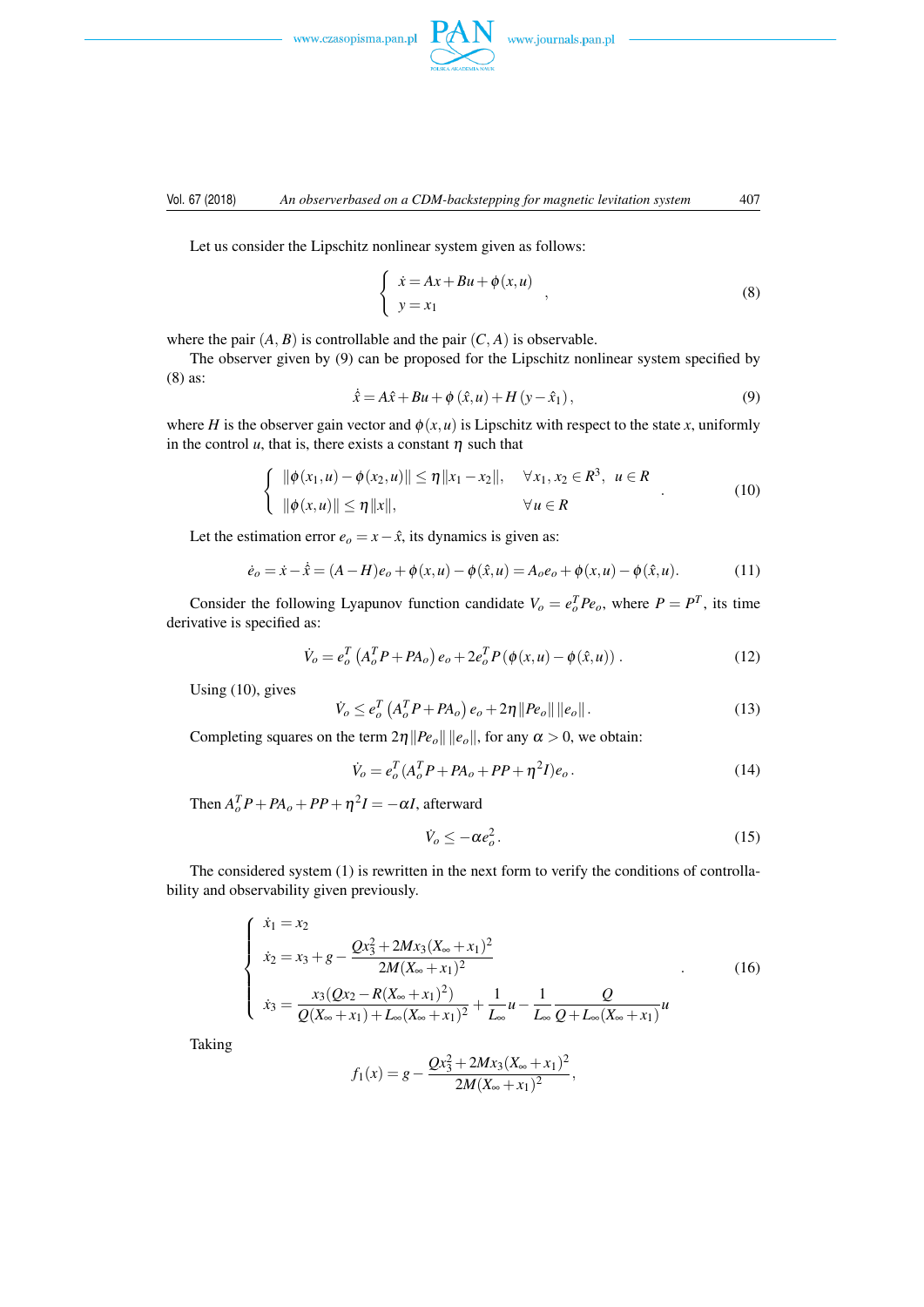Let us consider the Lipschitz nonlinear system given as follows:

$$\begin{cases} \dot{x} = Ax + Bu + \phi(x,u) \\ y = x_1 \end{cases}, \tag{8}$$

where the pair $(A, B)$ is controllable and the pair $(C, A)$ is observable.

The observer given by (9) can be proposed for the Lipschitz nonlinear system specified by (8) as:

$$\dot{\hat{x}} = A\hat{x} + Bu + \phi(\hat{x}, u) + H(y - \hat{x}_1), \tag{9}$$

where $H$ is the observer gain vector and $\phi(x,u)$ is Lipschitz with respect to the state $x$, uniformly in the control $u$, that is, there exists a constant $\eta$ such that

$$\begin{cases} \|\phi(x_1,u) - \phi(x_2,u)\| \leq \eta\|x_1 - x_2\|, & \forall x_1, x_2 \in R^3, \ \ u \in R \\ \|\phi(x,u)\| \leq \eta\|x\|, & \forall u \in R \end{cases}. \tag{10}$$

Let the estimation error $e_o = x - \hat{x}$, its dynamics is given as:

$$\dot{e}_o = \dot{x} - \dot{\hat{x}} = (A - H)e_o + \phi(x,u) - \phi(\hat{x},u) = A_o e_o + \phi(x,u) - \phi(\hat{x},u). \tag{11}$$

Consider the following Lyapunov function candidate $V_o = e_o^T P e_o$, where $P = P^T$, its time derivative is specified as:

$$\dot{V}_o = e_o^T \left(A_o^T P + P A_o\right) e_o + 2e_o^T P\left(\phi(x,u) - \phi(\hat{x},u)\right). \tag{12}$$

Using (10), gives

$$\dot{V}_o \leq e_o^T \left(A_o^T P + P A_o\right) e_o + 2\eta\|Pe_o\|\,\|e_o\|. \tag{13}$$

Completing squares on the term $2\eta\|Pe_o\|\,\|e_o\|$, for any $\alpha > 0$, we obtain:

$$\dot{V}_o = e_o^T(A_o^T P + P A_o + PP + \eta^2 I)e_o. \tag{14}$$

Then $A_o^T P + P A_o + PP + \eta^2 I = -\alpha I$, afterward

$$\dot{V}_o \leq -\alpha e_o^2. \tag{15}$$

The considered system (1) is rewritten in the next form to verify the conditions of controllability and observability given previously.

$$\begin{cases} \dot{x}_1 = x_2 \\ \dot{x}_2 = x_3 + g - \dfrac{Qx_3^2 + 2Mx_3(X_\infty + x_1)^2}{2M(X_\infty + x_1)^2} \\ \dot{x}_3 = \dfrac{x_3(Qx_2 - R(X_\infty + x_1)^2)}{Q(X_\infty + x_1) + L_\infty(X_\infty + x_1)^2} + \dfrac{1}{L_\infty}u - \dfrac{1}{L_\infty}\dfrac{Q}{Q + L_\infty(X_\infty + x_1)}u \end{cases}. \tag{16}$$

Taking

$$f_1(x) = g - \frac{Qx_3^2 + 2Mx_3(X_\infty + x_1)^2}{2M(X_\infty + x_1)^2},$$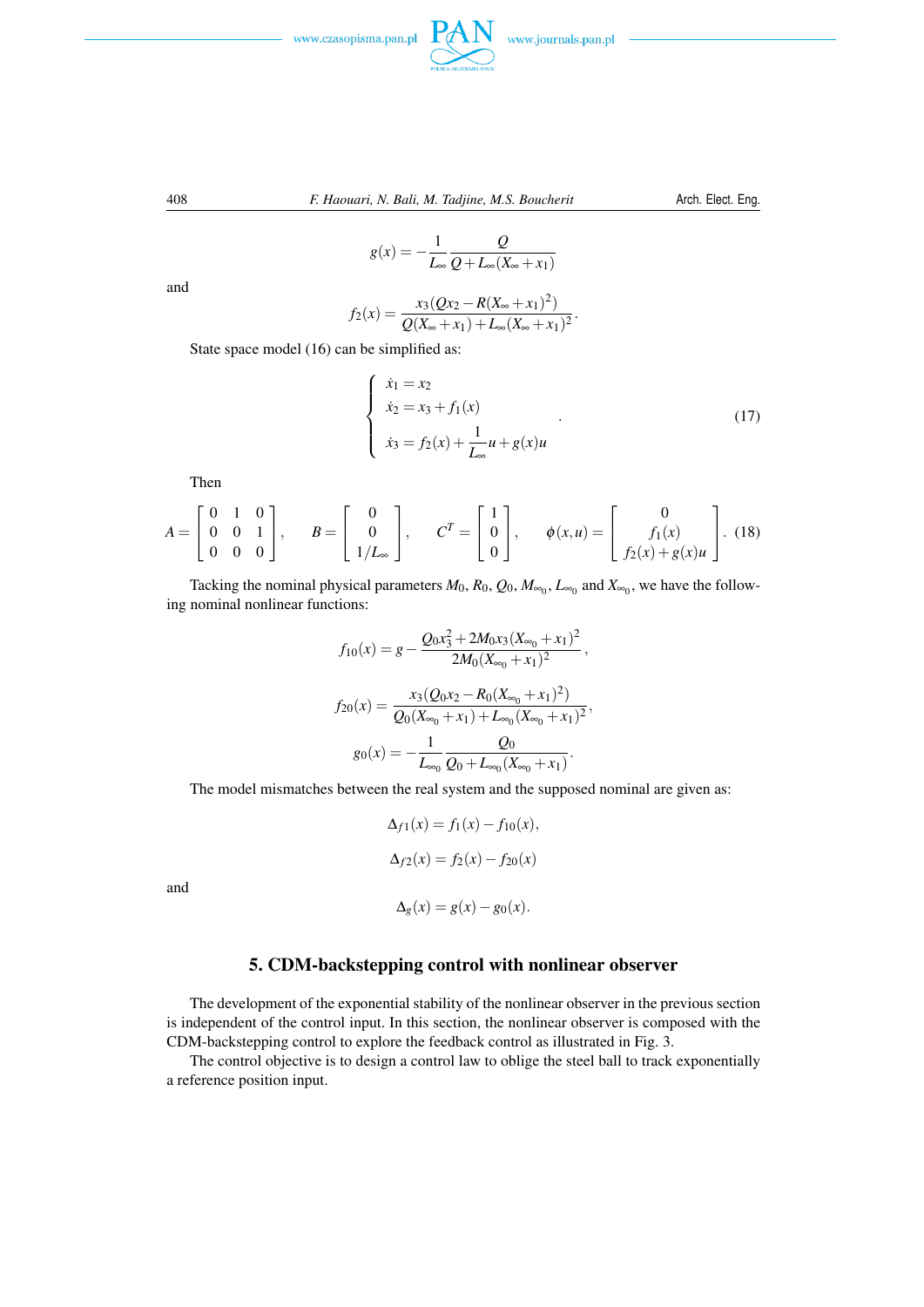$$g(x) = -\frac{1}{L_\infty}\frac{Q}{Q + L_\infty(X_\infty + x_1)}$$

and

$$f_2(x) = \frac{x_3(Qx_2 - R(X_\infty + x_1)^2)}{Q(X_\infty + x_1) + L_\infty(X_\infty + x_1)^2}.$$

State space model (16) can be simplified as:

$$\begin{cases} \dot{x}_1 = x_2 \\ \dot{x}_2 = x_3 + f_1(x) \\ \dot{x}_3 = f_2(x) + \dfrac{1}{L_\infty}u + g(x)u \end{cases} . \tag{17}$$

Then

$$A = \begin{bmatrix} 0 & 1 & 0 \\ 0 & 0 & 1 \\ 0 & 0 & 0 \end{bmatrix}, \quad B = \begin{bmatrix} 0 \\ 0 \\ 1/L_\infty \end{bmatrix}, \quad C^T = \begin{bmatrix} 1 \\ 0 \\ 0 \end{bmatrix}, \quad \phi(x,u) = \begin{bmatrix} 0 \\ f_1(x) \\ f_2(x) + g(x)u \end{bmatrix}. \tag{18}$$

Tacking the nominal physical parameters $M_0$, $R_0$, $Q_0$, $M_{\infty_0}$, $L_{\infty_0}$ and $X_{\infty_0}$, we have the following nominal nonlinear functions:

$$f_{10}(x) = g - \frac{Q_0 x_3^2 + 2M_0 x_3 (X_{\infty_0} + x_1)^2}{2M_0 (X_{\infty_0} + x_1)^2},$$

$$f_{20}(x) = \frac{x_3(Q_0 x_2 - R_0(X_{\infty_0} + x_1)^2)}{Q_0(X_{\infty_0} + x_1) + L_{\infty_0}(X_{\infty_0} + x_1)^2},$$

$$g_0(x) = -\frac{1}{L_{\infty_0}}\frac{Q_0}{Q_0 + L_{\infty_0}(X_{\infty_0} + x_1)}.$$

The model mismatches between the real system and the supposed nominal are given as:

$$\Delta_{f1}(x) = f_1(x) - f_{10}(x),$$

$$\Delta_{f2}(x) = f_2(x) - f_{20}(x)$$

and

$$\Delta_g(x) = g(x) - g_0(x).$$

## 5. CDM-backstepping control with nonlinear observer

The development of the exponential stability of the nonlinear observer in the previous section is independent of the control input. In this section, the nonlinear observer is composed with the CDM-backstepping control to explore the feedback control as illustrated in Fig. 3.

The control objective is to design a control law to oblige the steel ball to track exponentially a reference position input.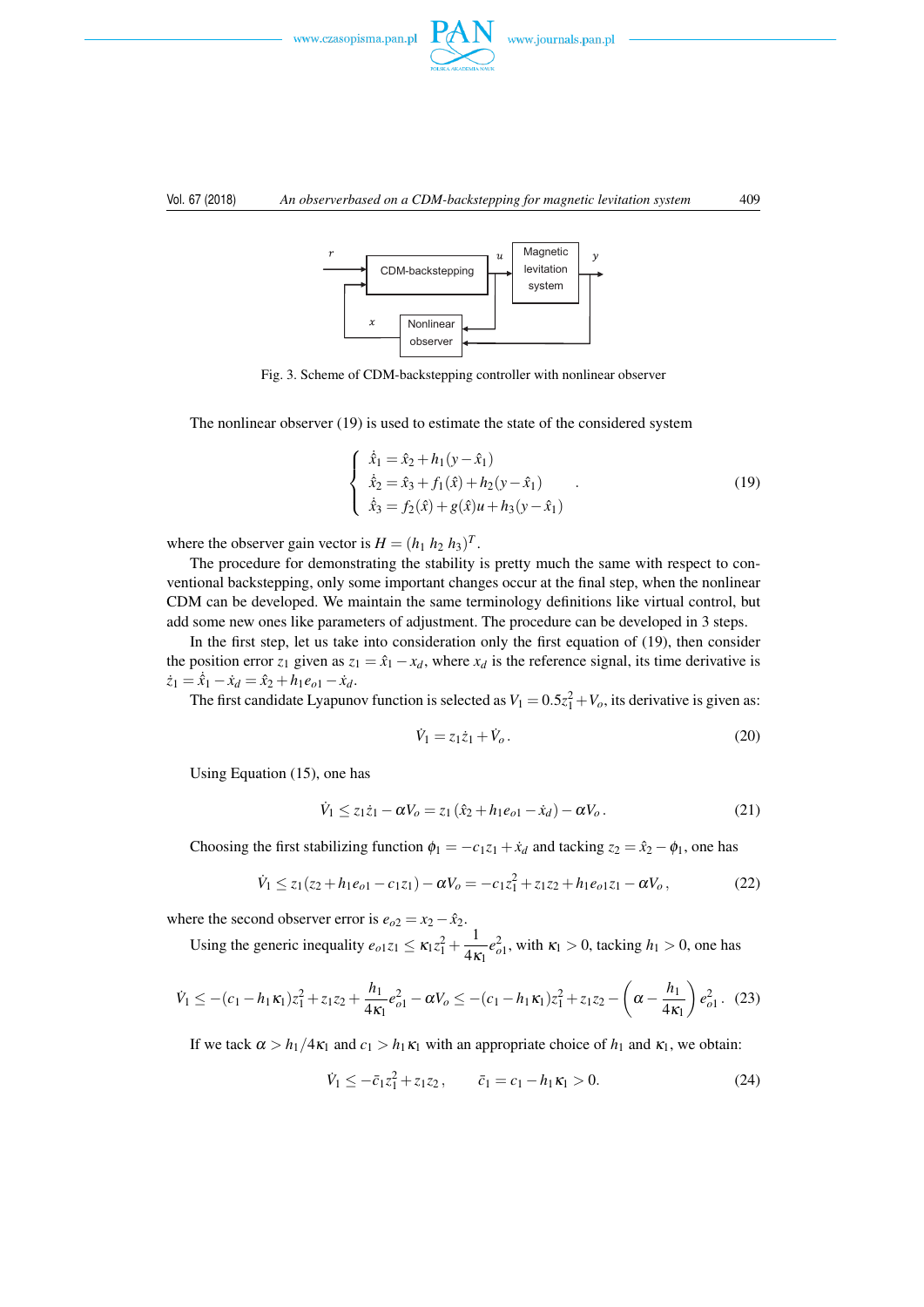Fig. 3. Scheme of CDM-backstepping controller with nonlinear observer

The nonlinear observer (19) is used to estimate the state of the considered system

$$\begin{cases} \dot{\hat{x}}_1 = \hat{x}_2 + h_1(y - \hat{x}_1) \\ \dot{\hat{x}}_2 = \hat{x}_3 + f_1(\hat{x}) + h_2(y - \hat{x}_1) \\ \dot{\hat{x}}_3 = f_2(\hat{x}) + g(\hat{x})u + h_3(y - \hat{x}_1) \end{cases} . \tag{19}$$

where the observer gain vector is $H = (h_1\ h_2\ h_3)^T$.

The procedure for demonstrating the stability is pretty much the same with respect to conventional backstepping, only some important changes occur at the final step, when the nonlinear CDM can be developed. We maintain the same terminology definitions like virtual control, but add some new ones like parameters of adjustment. The procedure can be developed in 3 steps.

In the first step, let us take into consideration only the first equation of (19), then consider the position error $z_1$ given as $z_1 = \hat{x}_1 - x_d$, where $x_d$ is the reference signal, its time derivative is $\dot{z}_1 = \dot{\hat{x}}_1 - \dot{x}_d = \hat{x}_2 + h_1 e_{o1} - \dot{x}_d$.

The first candidate Lyapunov function is selected as $V_1 = 0.5z_1^2 + V_o$, its derivative is given as:

$$\dot{V}_1 = z_1\dot{z}_1 + \dot{V}_o\,. \tag{20}$$

Using Equation (15), one has

$$\dot{V}_1 \leq z_1\dot{z}_1 - \alpha V_o = z_1(\hat{x}_2 + h_1 e_{o1} - \dot{x}_d) - \alpha V_o\,. \tag{21}$$

Choosing the first stabilizing function $\phi_1 = -c_1 z_1 + \dot{x}_d$ and tacking $z_2 = \hat{x}_2 - \phi_1$, one has

$$\dot{V}_1 \leq z_1(z_2 + h_1 e_{o1} - c_1 z_1) - \alpha V_o = -c_1 z_1^2 + z_1 z_2 + h_1 e_{o1} z_1 - \alpha V_o\,, \tag{22}$$

where the second observer error is $e_{o2} = x_2 - \hat{x}_2$.

Using the generic inequality $e_{o1} z_1 \leq \kappa_1 z_1^2 + \dfrac{1}{4\kappa_1} e_{o1}^2$, with $\kappa_1 > 0$, tacking $h_1 > 0$, one has

$$\dot{V}_1 \leq -(c_1 - h_1\kappa_1)z_1^2 + z_1 z_2 + \frac{h_1}{4\kappa_1}e_{o1}^2 - \alpha V_o \leq -(c_1 - h_1\kappa_1)z_1^2 + z_1 z_2 - \left(\alpha - \frac{h_1}{4\kappa_1}\right)e_{o1}^2\,. \tag{23}$$

If we tack $\alpha > h_1/4\kappa_1$ and $c_1 > h_1\kappa_1$ with an appropriate choice of $h_1$ and $\kappa_1$, we obtain:

$$\dot{V}_1 \leq -\bar{c}_1 z_1^2 + z_1 z_2\,, \qquad \bar{c}_1 = c_1 - h_1\kappa_1 > 0. \tag{24}$$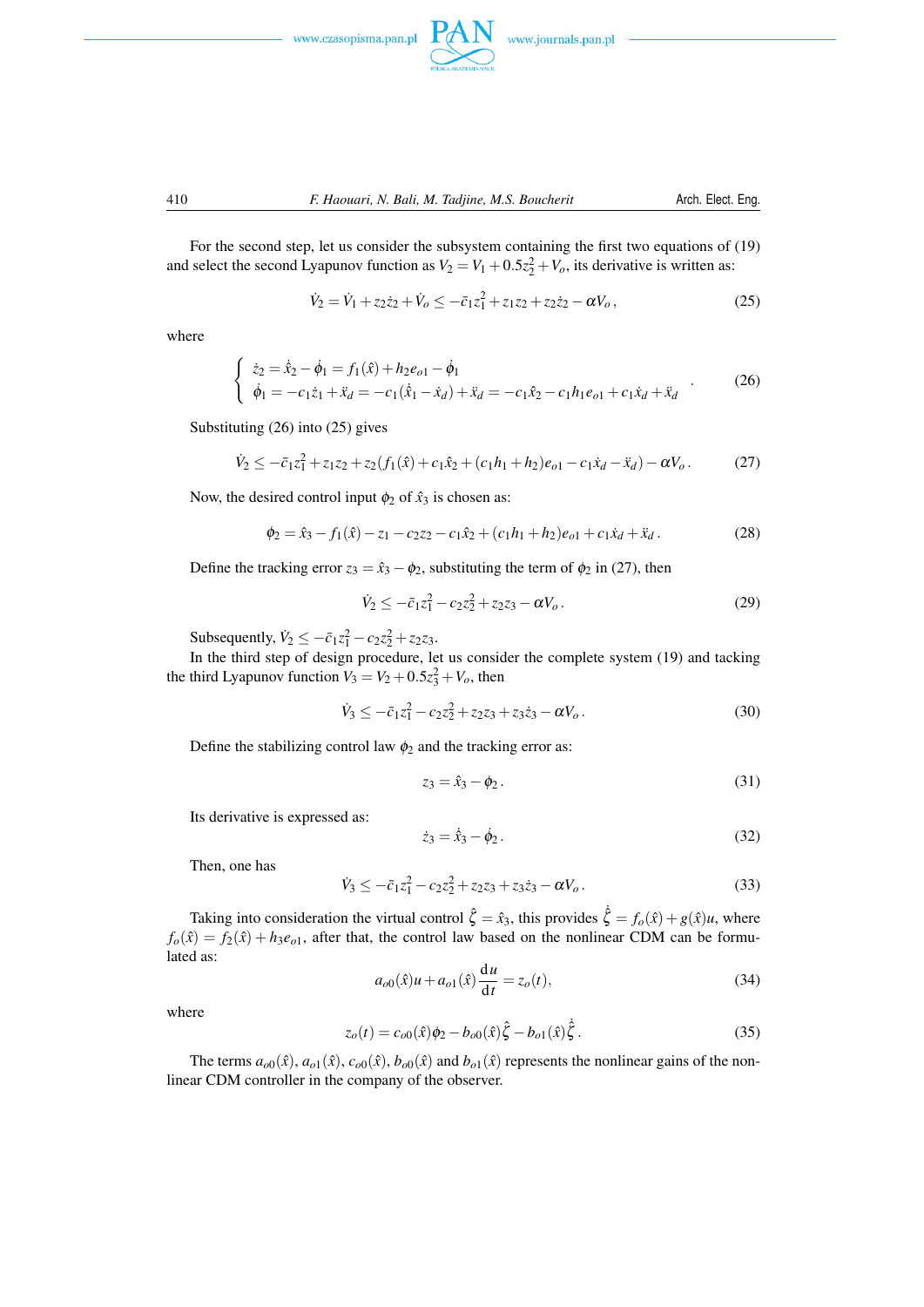For the second step, let us consider the subsystem containing the first two equations of (19) and select the second Lyapunov function as $V_2 = V_1 + 0.5z_2^2 + V_o$, its derivative is written as:

$$\dot{V}_2 = \dot{V}_1 + z_2\dot{z}_2 + \dot{V}_o \leq -\bar{c}_1 z_1^2 + z_1 z_2 + z_2\dot{z}_2 - \alpha V_o\,, \tag{25}$$

where

$$\begin{cases} \dot{z}_2 = \dot{\hat{x}}_2 - \dot{\phi}_1 = f_1(\hat{x}) + h_2 e_{o1} - \dot{\phi}_1 \\ \dot{\phi}_1 = -c_1\dot{z}_1 + \ddot{x}_d = -c_1(\dot{\hat{x}}_1 - \dot{x}_d) + \ddot{x}_d = -c_1\hat{x}_2 - c_1 h_1 e_{o1} + c_1\dot{x}_d + \ddot{x}_d \end{cases}. \tag{26}$$

Substituting (26) into (25) gives

$$\dot{V}_2 \leq -\bar{c}_1 z_1^2 + z_1 z_2 + z_2\left(f_1(\hat{x}) + c_1\hat{x}_2 + (c_1 h_1 + h_2)e_{o1} - c_1\dot{x}_d - \ddot{x}_d\right) - \alpha V_o\,. \tag{27}$$

Now, the desired control input $\phi_2$ of $\hat{x}_3$ is chosen as:

$$\phi_2 = \hat{x}_3 - f_1(\hat{x}) - z_1 - c_2 z_2 - c_1\hat{x}_2 + (c_1 h_1 + h_2)e_{o1} + c_1\dot{x}_d + \ddot{x}_d\,. \tag{28}$$

Define the tracking error $z_3 = \hat{x}_3 - \phi_2$, substituting the term of $\phi_2$ in (27), then

$$\dot{V}_2 \leq -\bar{c}_1 z_1^2 - c_2 z_2^2 + z_2 z_3 - \alpha V_o\,. \tag{29}$$

Subsequently, $\dot{V}_2 \leq -\bar{c}_1 z_1^2 - c_2 z_2^2 + z_2 z_3$.

In the third step of design procedure, let us consider the complete system (19) and tacking the third Lyapunov function $V_3 = V_2 + 0.5z_3^2 + V_o$, then

$$\dot{V}_3 \leq -\bar{c}_1 z_1^2 - c_2 z_2^2 + z_2 z_3 + z_3\dot{z}_3 - \alpha V_o\,. \tag{30}$$

Define the stabilizing control law $\phi_2$ and the tracking error as:

$$z_3 = \hat{x}_3 - \phi_2\,. \tag{31}$$

Its derivative is expressed as:

$$\dot{z}_3 = \dot{\hat{x}}_3 - \dot{\phi}_2\,. \tag{32}$$

Then, one has

$$\dot{V}_3 \leq -\bar{c}_1 z_1^2 - c_2 z_2^2 + z_2 z_3 + z_3\dot{z}_3 - \alpha V_o\,. \tag{33}$$

Taking into consideration the virtual control $\hat{\zeta} = \hat{x}_3$, this provides $\dot{\hat{\zeta}} = f_o(\hat{x}) + g(\hat{x})u$, where $f_o(\hat{x}) = f_2(\hat{x}) + h_3 e_{o1}$, after that, the control law based on the nonlinear CDM can be formulated as:

$$a_{o0}(\hat{x})u + a_{o1}(\hat{x})\frac{\mathrm{d}u}{\mathrm{d}t} = z_o(t), \tag{34}$$

where

$$z_o(t) = c_{o0}(\hat{x})\phi_2 - b_{o0}(\hat{x})\hat{\zeta} - b_{o1}(\hat{x})\dot{\hat{\zeta}}\,. \tag{35}$$

The terms $a_{o0}(\hat{x})$, $a_{o1}(\hat{x})$, $c_{o0}(\hat{x})$, $b_{o0}(\hat{x})$ and $b_{o1}(\hat{x})$ represents the nonlinear gains of the nonlinear CDM controller in the company of the observer.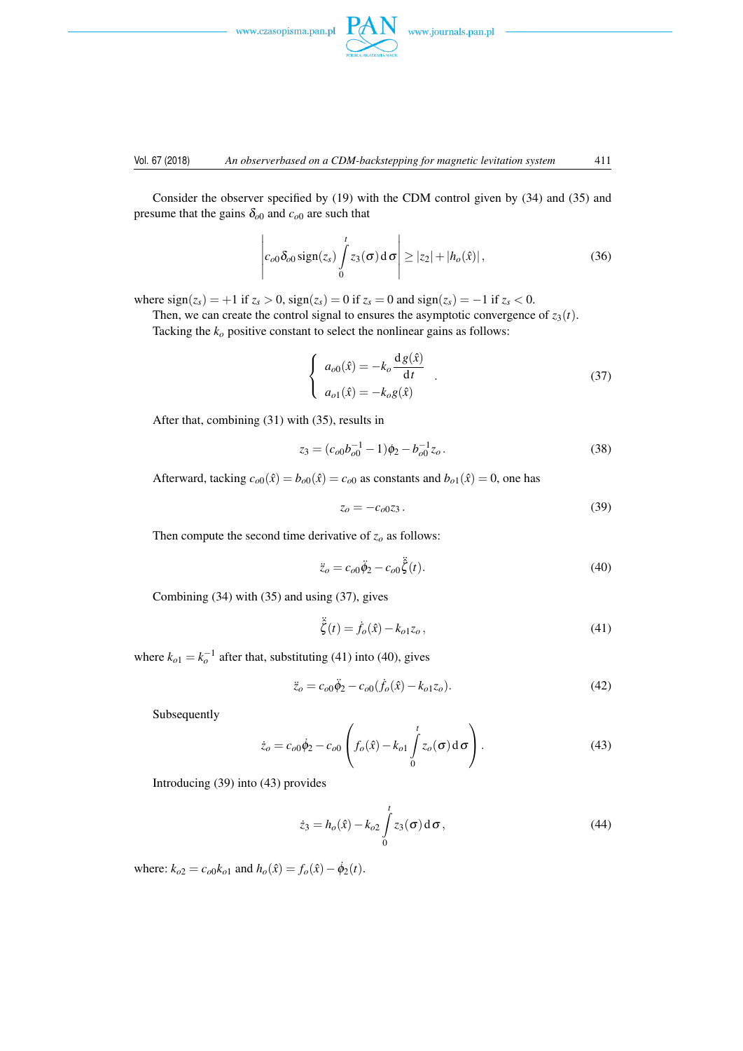Consider the observer specified by (19) with the CDM control given by (34) and (35) and presume that the gains $\delta_{o0}$ and $c_{o0}$ are such that

$$\left| c_{o0}\delta_{o0}\,\text{sign}(z_s)\int_0^t z_3(\sigma)\,\mathrm{d}\sigma \right| \geq |z_2| + |h_o(\hat{x})|\,, \tag{36}$$

where $\text{sign}(z_s) = +1$ if $z_s > 0$, $\text{sign}(z_s) = 0$ if $z_s = 0$ and $\text{sign}(z_s) = -1$ if $z_s < 0$.

Then, we can create the control signal to ensures the asymptotic convergence of $z_3(t)$.

Tacking the $k_o$ positive constant to select the nonlinear gains as follows:

$$\begin{cases} a_{o0}(\hat{x}) = -k_o \dfrac{\mathrm{d}\,g(\hat{x})}{\mathrm{d}t} \\ a_{o1}(\hat{x}) = -k_o g(\hat{x}) \end{cases}. \tag{37}$$

After that, combining (31) with (35), results in

$$z_3 = (c_{o0}b_{o0}^{-1} - 1)\phi_2 - b_{o0}^{-1}z_o\,. \tag{38}$$

Afterward, tacking $c_{o0}(\hat{x}) = b_{o0}(\hat{x}) = c_{o0}$ as constants and $b_{o1}(\hat{x}) = 0$, one has

$$z_o = -c_{o0}z_3\,. \tag{39}$$

Then compute the second time derivative of $z_o$ as follows:

$$\ddot{z}_o = c_{o0}\ddot{\phi}_2 - c_{o0}\ddot{\xi}(t). \tag{40}$$

Combining (34) with (35) and using (37), gives

$$\ddot{\xi}(t) = \dot{f}_o(\hat{x}) - k_{o1}z_o\,, \tag{41}$$

where $k_{o1} = k_o^{-1}$ after that, substituting (41) into (40), gives

$$\ddot{z}_o = c_{o0}\ddot{\phi}_2 - c_{o0}(\dot{f}_o(\hat{x}) - k_{o1}z_o). \tag{42}$$

Subsequently

$$\dot{z}_o = c_{o0}\dot{\phi}_2 - c_{o0}\left( f_o(\hat{x}) - k_{o1}\int_0^t z_o(\sigma)\,\mathrm{d}\sigma \right). \tag{43}$$

Introducing (39) into (43) provides

$$\dot{z}_3 = h_o(\hat{x}) - k_{o2}\int_0^t z_3(\sigma)\,\mathrm{d}\sigma\,, \tag{44}$$

where: $k_{o2} = c_{o0}k_{o1}$ and $h_o(\hat{x}) = f_o(\hat{x}) - \dot{\phi}_2(t)$.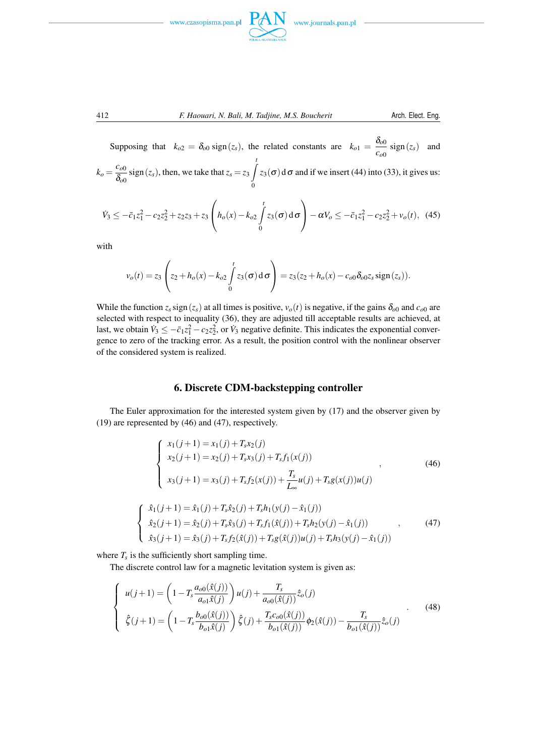Supposing that $k_{o2} = \delta_{o0}\,\mathrm{sign}(z_s)$, the related constants are $k_{o1} = \dfrac{\delta_{o0}}{c_{o0}}\,\mathrm{sign}(z_s)$ and $k_o = \dfrac{c_{o0}}{\delta_{o0}}\,\mathrm{sign}(z_s)$, then, we take that $z_s = z_3 \int\limits_0^t z_3(\sigma)\,\mathrm{d}\sigma$ and if we insert (44) into (33), it gives us:

$$\dot{V}_3 \leq -\bar{c}_1 z_1^2 - c_2 z_2^2 + z_2 z_3 + z_3\left(h_o(x) - k_{o2}\int\limits_0^t z_3(\sigma)\,\mathrm{d}\sigma\right) - \alpha V_o \leq -\bar{c}_1 z_1^2 - c_2 z_2^2 + v_o(t), \quad (45)$$

with

$$v_o(t) = z_3\left(z_2 + h_o(x) - k_{o2}\int\limits_0^t z_3(\sigma)\,\mathrm{d}\sigma\right) = z_3(z_2 + h_o(x) - c_{o0}\delta_{o0} z_s\,\mathrm{sign}(z_s)).$$

While the function $z_s\,\mathrm{sign}(z_s)$ at all times is positive, $v_o(t)$ is negative, if the gains $\delta_{o0}$ and $c_{o0}$ are selected with respect to inequality (36), they are adjusted till acceptable results are achieved, at last, we obtain $\dot{V}_3 \leq -\bar{c}_1 z_1^2 - c_2 z_2^2$, or $\dot{V}_3$ negative definite. This indicates the exponential convergence to zero of the tracking error. As a result, the position control with the nonlinear observer of the considered system is realized.

## 6. Discrete CDM-backstepping controller

The Euler approximation for the interested system given by (17) and the observer given by (19) are represented by (46) and (47), respectively.

$$\begin{cases} x_1(j+1) = x_1(j) + T_s x_2(j) \\ x_2(j+1) = x_2(j) + T_s x_3(j) + T_s f_1(x(j)) \\ x_3(j+1) = x_3(j) + T_s f_2(x(j)) + \dfrac{T_s}{L_\infty} u(j) + T_s g(x(j)) u(j) \end{cases}, \quad (46)$$

$$\begin{cases} \hat{x}_1(j+1) = \hat{x}_1(j) + T_s \hat{x}_2(j) + T_s h_1(y(j) - \hat{x}_1(j)) \\ \hat{x}_2(j+1) = \hat{x}_2(j) + T_s \hat{x}_3(j) + T_s f_1(\hat{x}(j)) + T_s h_2(y(j) - \hat{x}_1(j)) \\ \hat{x}_3(j+1) = \hat{x}_3(j) + T_s f_2(\hat{x}(j)) + T_s g(\hat{x}(j)) u(j) + T_s h_3(y(j) - \hat{x}_1(j)) \end{cases}, \quad (47)$$

where $T_s$ is the sufficiently short sampling time.

The discrete control law for a magnetic levitation system is given as:

$$\begin{cases} u(j+1) = \left(1 - T_s \dfrac{a_{o0}(\hat{x}(j))}{a_{o1}\hat{x}(j)}\right) u(j) + \dfrac{T_s}{a_{o0}(\hat{x}(j))}\hat{z}_o(j) \\ \hat{\zeta}(j+1) = \left(1 - T_s \dfrac{b_{o0}(\hat{x}(j))}{b_{o1}\hat{x}(j)}\right)\hat{\zeta}(j) + \dfrac{T_s c_{o0}(\hat{x}(j))}{b_{o1}(\hat{x}(j))}\phi_2(\hat{x}(j)) - \dfrac{T_s}{b_{o1}(\hat{x}(j))}\hat{z}_o(j) \end{cases}. \quad (48)$$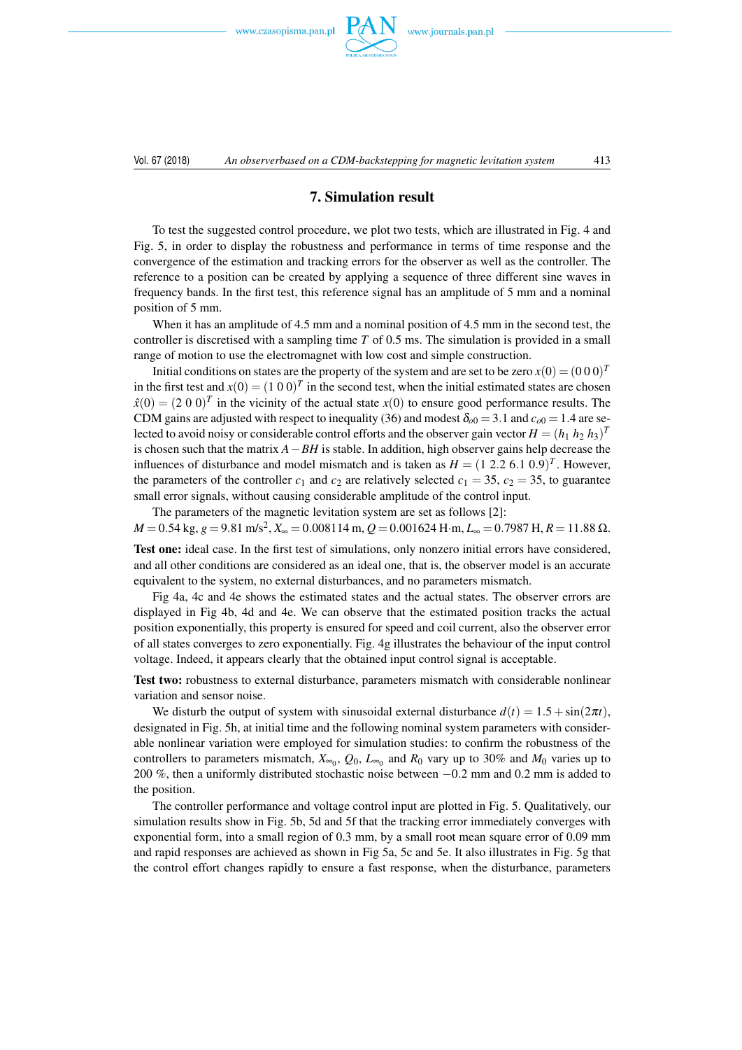## 7. Simulation result

To test the suggested control procedure, we plot two tests, which are illustrated in Fig. 4 and Fig. 5, in order to display the robustness and performance in terms of time response and the convergence of the estimation and tracking errors for the observer as well as the controller. The reference to a position can be created by applying a sequence of three different sine waves in frequency bands. In the first test, this reference signal has an amplitude of 5 mm and a nominal position of 5 mm.

When it has an amplitude of 4.5 mm and a nominal position of 4.5 mm in the second test, the controller is discretised with a sampling time $T$ of 0.5 ms. The simulation is provided in a small range of motion to use the electromagnet with low cost and simple construction.

Initial conditions on states are the property of the system and are set to be zero $x(0) = (0\,0\,0)^T$ in the first test and $x(0) = (1\;0\;0)^T$ in the second test, when the initial estimated states are chosen $\hat{x}(0) = (2\;0\;0)^T$ in the vicinity of the actual state $x(0)$ to ensure good performance results. The CDM gains are adjusted with respect to inequality (36) and modest $\delta_{o0} = 3.1$ and $c_{o0} = 1.4$ are selected to avoid noisy or considerable control efforts and the observer gain vector $H = (h_1\;h_2\;h_3)^T$ is chosen such that the matrix $A - BH$ is stable. In addition, high observer gains help decrease the influences of disturbance and model mismatch and is taken as $H = (1\;2.2\;6.1\;0.9)^T$. However, the parameters of the controller $c_1$ and $c_2$ are relatively selected $c_1 = 35$, $c_2 = 35$, to guarantee small error signals, without causing considerable amplitude of the control input.

The parameters of the magnetic levitation system are set as follows [2]:
$M = 0.54$ kg, $g = 9.81$ m/s$^2$, $X_\infty = 0.008114$ m, $Q = 0.001624$ H·m, $L_\infty = 0.7987$ H, $R = 11.88\;\Omega$.

**Test one:** ideal case. In the first test of simulations, only nonzero initial errors have considered, and all other conditions are considered as an ideal one, that is, the observer model is an accurate equivalent to the system, no external disturbances, and no parameters mismatch.

Fig 4a, 4c and 4e shows the estimated states and the actual states. The observer errors are displayed in Fig 4b, 4d and 4e. We can observe that the estimated position tracks the actual position exponentially, this property is ensured for speed and coil current, also the observer error of all states converges to zero exponentially. Fig. 4g illustrates the behaviour of the input control voltage. Indeed, it appears clearly that the obtained input control signal is acceptable.

**Test two:** robustness to external disturbance, parameters mismatch with considerable nonlinear variation and sensor noise.

We disturb the output of system with sinusoidal external disturbance $d(t) = 1.5 + \sin(2\pi t)$, designated in Fig. 5h, at initial time and the following nominal system parameters with considerable nonlinear variation were employed for simulation studies: to confirm the robustness of the controllers to parameters mismatch, $X_{\infty_0}$, $Q_0$, $L_{\infty_0}$ and $R_0$ vary up to 30% and $M_0$ varies up to 200 %, then a uniformly distributed stochastic noise between $-0.2$ mm and 0.2 mm is added to the position.

The controller performance and voltage control input are plotted in Fig. 5. Qualitatively, our simulation results show in Fig. 5b, 5d and 5f that the tracking error immediately converges with exponential form, into a small region of 0.3 mm, by a small root mean square error of 0.09 mm and rapid responses are achieved as shown in Fig 5a, 5c and 5e. It also illustrates in Fig. 5g that the control effort changes rapidly to ensure a fast response, when the disturbance, parameters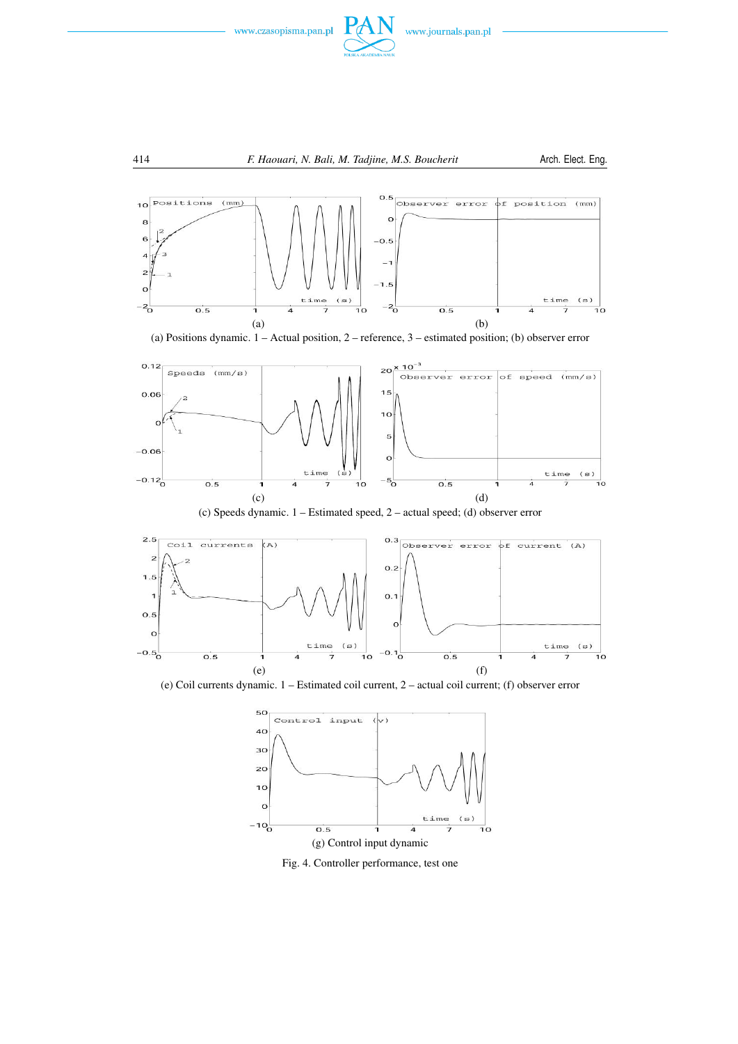(a) Positions dynamic. 1 – Actual position, 2 – reference, 3 – estimated position; (b) observer error

(c) Speeds dynamic. 1 – Estimated speed, 2 – actual speed; (d) observer error

(e) Coil currents dynamic. 1 – Estimated coil current, 2 – actual coil current; (f) observer error

(g) Control input dynamic

Fig. 4. Controller performance, test one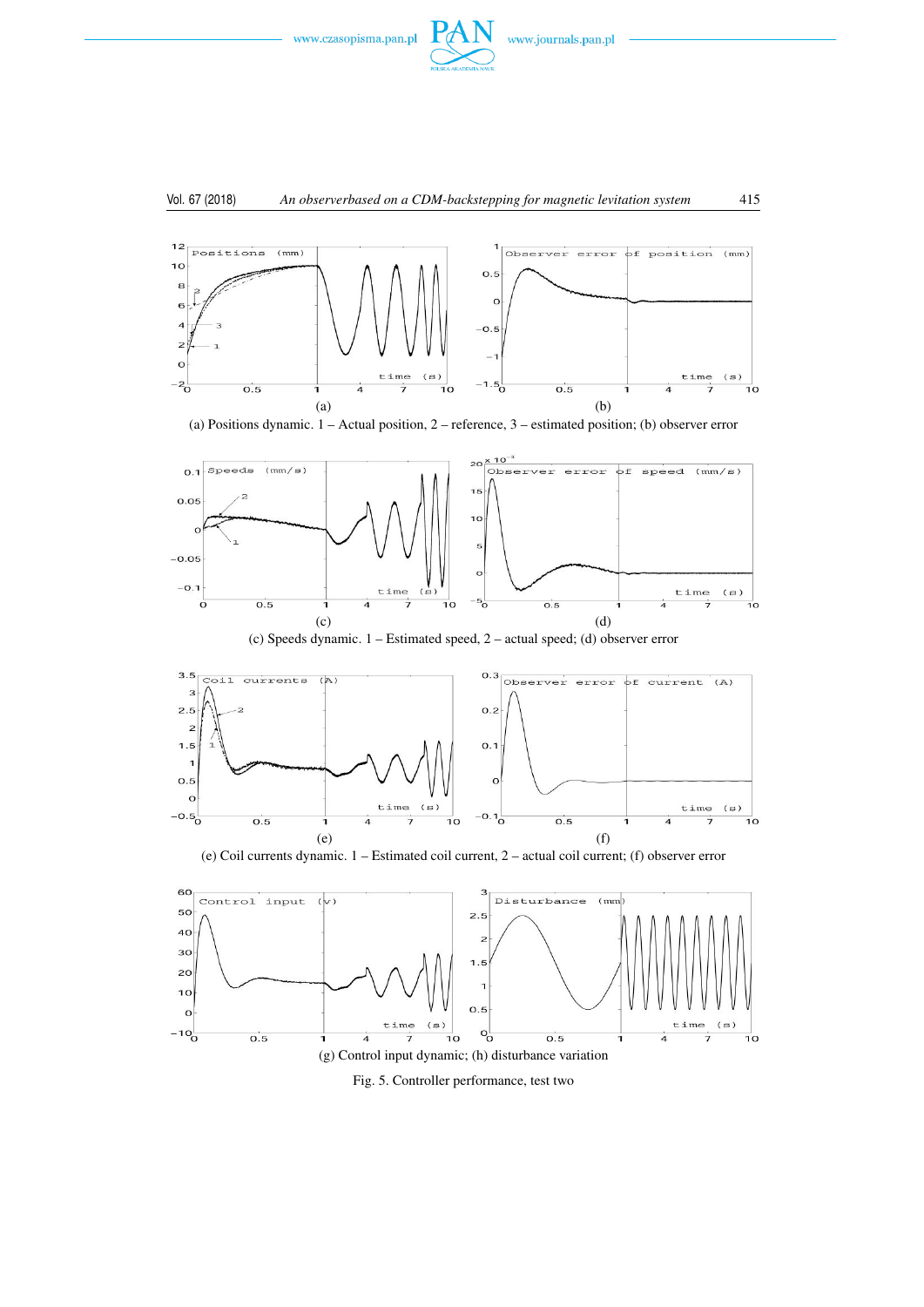(a) Positions dynamic. 1 – Actual position, 2 – reference, 3 – estimated position; (b) observer error

(c) Speeds dynamic. 1 – Estimated speed, 2 – actual speed; (d) observer error

(e) Coil currents dynamic. 1 – Estimated coil current, 2 – actual coil current; (f) observer error

(g) Control input dynamic; (h) disturbance variation

Fig. 5. Controller performance, test two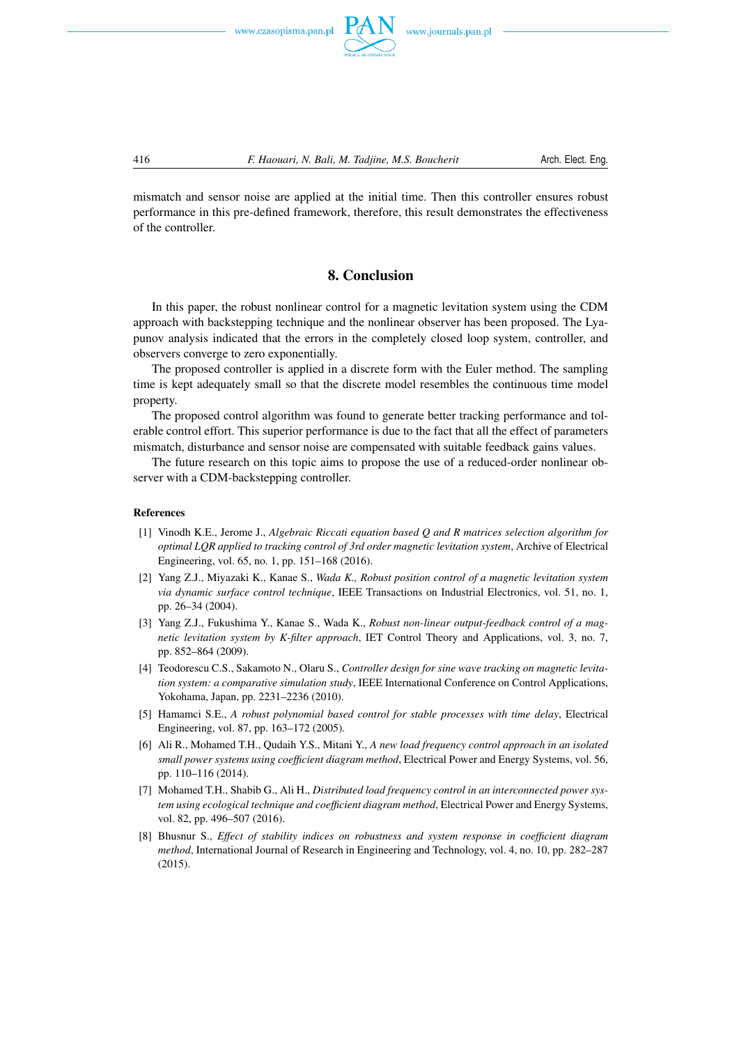mismatch and sensor noise are applied at the initial time. Then this controller ensures robust performance in this pre-defined framework, therefore, this result demonstrates the effectiveness of the controller.

## 8. Conclusion

In this paper, the robust nonlinear control for a magnetic levitation system using the CDM approach with backstepping technique and the nonlinear observer has been proposed. The Lyapunov analysis indicated that the errors in the completely closed loop system, controller, and observers converge to zero exponentially.

The proposed controller is applied in a discrete form with the Euler method. The sampling time is kept adequately small so that the discrete model resembles the continuous time model property.

The proposed control algorithm was found to generate better tracking performance and tolerable control effort. This superior performance is due to the fact that all the effect of parameters mismatch, disturbance and sensor noise are compensated with suitable feedback gains values.

The future research on this topic aims to propose the use of a reduced-order nonlinear observer with a CDM-backstepping controller.

### References

[1] Vinodh K.E., Jerome J., *Algebraic Riccati equation based Q and R matrices selection algorithm for optimal LQR applied to tracking control of 3rd order magnetic levitation system*, Archive of Electrical Engineering, vol. 65, no. 1, pp. 151–168 (2016).

[2] Yang Z.J., Miyazaki K., Kanae S., *Wada K., Robust position control of a magnetic levitation system via dynamic surface control technique*, IEEE Transactions on Industrial Electronics, vol. 51, no. 1, pp. 26–34 (2004).

[3] Yang Z.J., Fukushima Y., Kanae S., Wada K., *Robust non-linear output-feedback control of a magnetic levitation system by K-filter approach*, IET Control Theory and Applications, vol. 3, no. 7, pp. 852–864 (2009).

[4] Teodorescu C.S., Sakamoto N., Olaru S., *Controller design for sine wave tracking on magnetic levitation system: a comparative simulation study*, IEEE International Conference on Control Applications, Yokohama, Japan, pp. 2231–2236 (2010).

[5] Hamamci S.E., *A robust polynomial based control for stable processes with time delay*, Electrical Engineering, vol. 87, pp. 163–172 (2005).

[6] Ali R., Mohamed T.H., Qudaih Y.S., Mitani Y., *A new load frequency control approach in an isolated small power systems using coefficient diagram method*, Electrical Power and Energy Systems, vol. 56, pp. 110–116 (2014).

[7] Mohamed T.H., Shabib G., Ali H., *Distributed load frequency control in an interconnected power system using ecological technique and coefficient diagram method*, Electrical Power and Energy Systems, vol. 82, pp. 496–507 (2016).

[8] Bhusnur S., *Effect of stability indices on robustness and system response in coefficient diagram method*, International Journal of Research in Engineering and Technology, vol. 4, no. 10, pp. 282–287 (2015).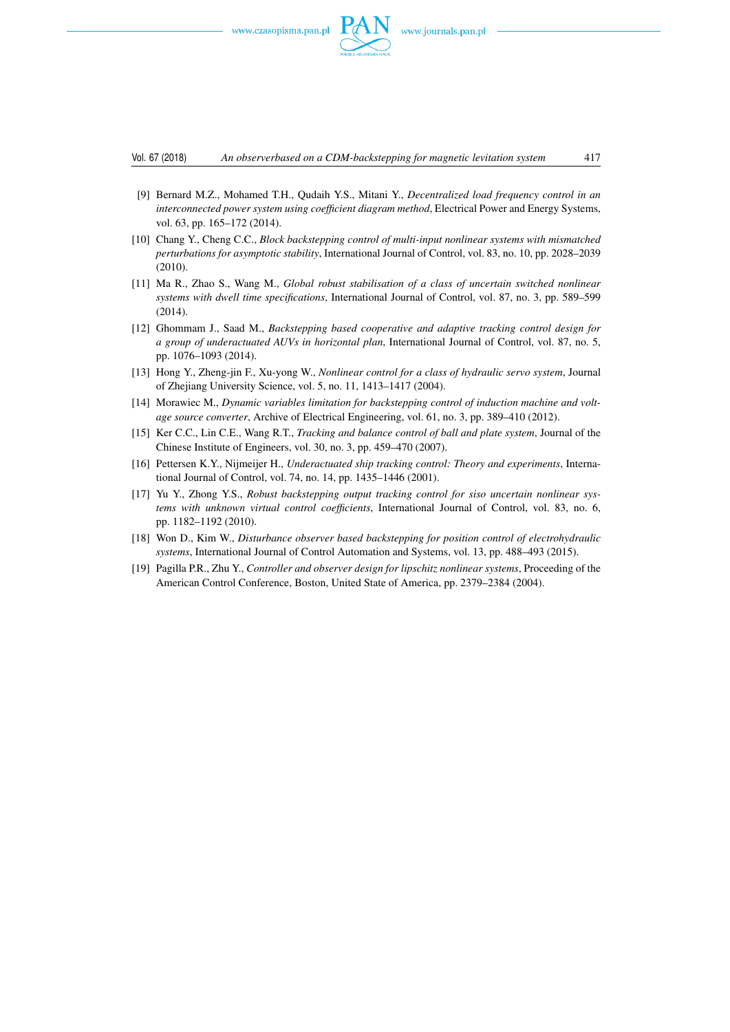[9] Bernard M.Z., Mohamed T.H., Qudaih Y.S., Mitani Y., *Decentralized load frequency control in an interconnected power system using coefficient diagram method*, Electrical Power and Energy Systems, vol. 63, pp. 165–172 (2014).

[10] Chang Y., Cheng C.C., *Block backstepping control of multi-input nonlinear systems with mismatched perturbations for asymptotic stability*, International Journal of Control, vol. 83, no. 10, pp. 2028–2039 (2010).

[11] Ma R., Zhao S., Wang M., *Global robust stabilisation of a class of uncertain switched nonlinear systems with dwell time specifications*, International Journal of Control, vol. 87, no. 3, pp. 589–599 (2014).

[12] Ghommam J., Saad M., *Backstepping based cooperative and adaptive tracking control design for a group of underactuated AUVs in horizontal plan*, International Journal of Control, vol. 87, no. 5, pp. 1076–1093 (2014).

[13] Hong Y., Zheng-jin F., Xu-yong W., *Nonlinear control for a class of hydraulic servo system*, Journal of Zhejiang University Science, vol. 5, no. 11, 1413–1417 (2004).

[14] Morawiec M., *Dynamic variables limitation for backstepping control of induction machine and voltage source converter*, Archive of Electrical Engineering, vol. 61, no. 3, pp. 389–410 (2012).

[15] Ker C.C., Lin C.E., Wang R.T., *Tracking and balance control of ball and plate system*, Journal of the Chinese Institute of Engineers, vol. 30, no. 3, pp. 459–470 (2007).

[16] Pettersen K.Y., Nijmeijer H., *Underactuated ship tracking control: Theory and experiments*, International Journal of Control, vol. 74, no. 14, pp. 1435–1446 (2001).

[17] Yu Y., Zhong Y.S., *Robust backstepping output tracking control for siso uncertain nonlinear systems with unknown virtual control coefficients*, International Journal of Control, vol. 83, no. 6, pp. 1182–1192 (2010).

[18] Won D., Kim W., *Disturbance observer based backstepping for position control of electrohydraulic systems*, International Journal of Control Automation and Systems, vol. 13, pp. 488–493 (2015).

[19] Pagilla P.R., Zhu Y., *Controller and observer design for lipschitz nonlinear systems*, Proceeding of the American Control Conference, Boston, United State of America, pp. 2379–2384 (2004).